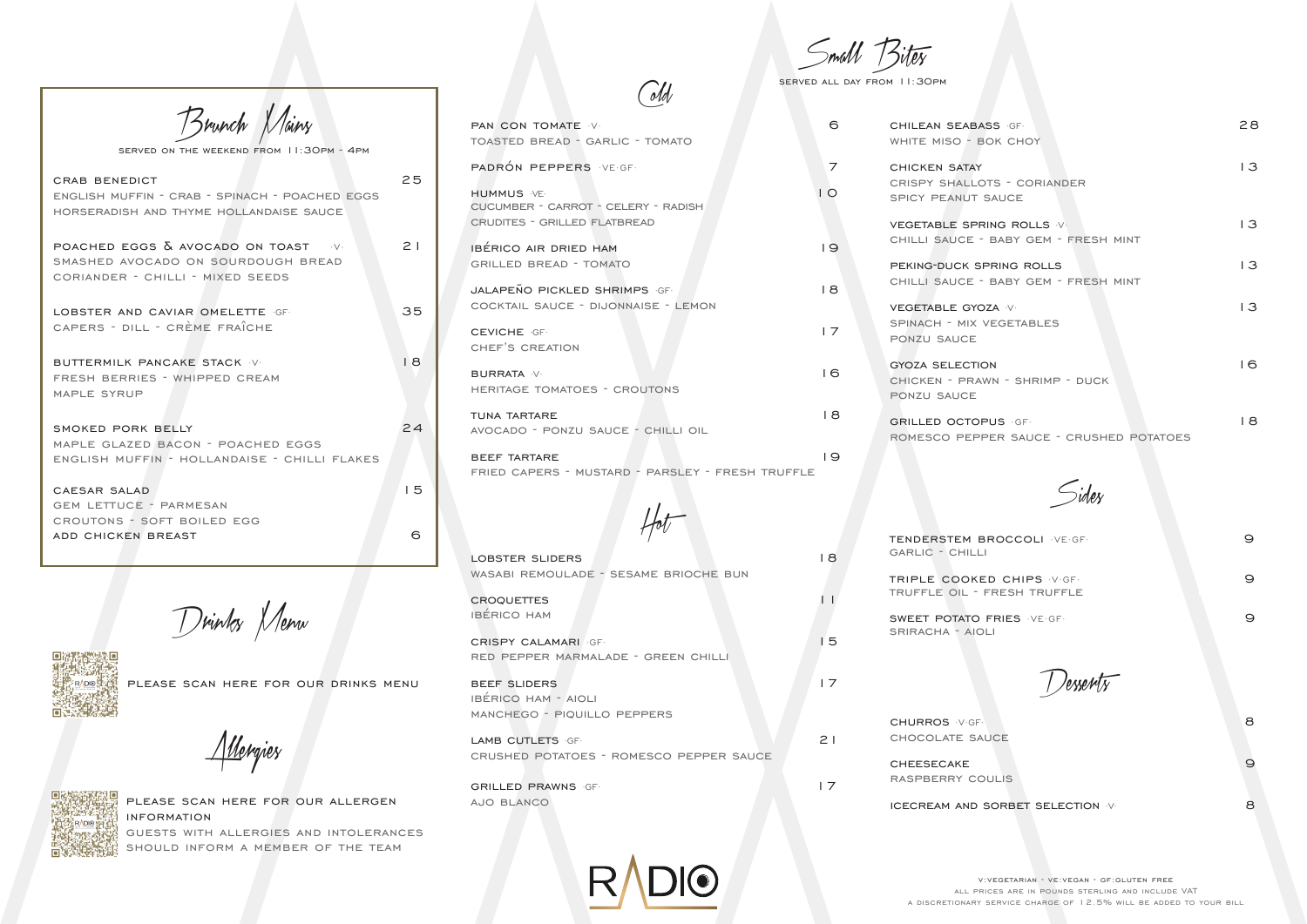## Brunch Mains

SERVED ON THE WEEKEND FROM 11:30PM - 4PM

**CRAB BENEDICT** — 25
ENGLISH MUFFIN - CRAB - SPINACH - POACHED EGGS
HORSERADISH AND THYME HOLLANDAISE SAUCE

**POACHED EGGS & AVOCADO ON TOAST** ·V· — 21
SMASHED AVOCADO ON SOURDOUGH BREAD
CORIANDER - CHILLI - MIXED SEEDS

**LOBSTER AND CAVIAR OMELETTE** ·GF· — 35
CAPERS - DILL - CRÈME FRAÎCHE

**BUTTERMILK PANCAKE STACK** ·V· — 18
FRESH BERRIES - WHIPPED CREAM
MAPLE SYRUP

**SMOKED PORK BELLY** — 24
MAPLE GLAZED BACON - POACHED EGGS
ENGLISH MUFFIN - HOLLANDAISE - CHILLI FLAKES

**CAESAR SALAD** — 15
GEM LETTUCE - PARMESAN
CROUTONS - SOFT BOILED EGG
ADD CHICKEN BREAST — 6

## Drinks Menu

PLEASE SCAN HERE FOR OUR DRINKS MENU

## Allergies

PLEASE SCAN HERE FOR OUR ALLERGEN INFORMATION
GUESTS WITH ALLERGIES AND INTOLERANCES SHOULD INFORM A MEMBER OF THE TEAM

## Small Bites

SERVED ALL DAY FROM 11:30PM

### Cold

**PAN CON TOMATE** ·V· — 6
TOASTED BREAD - GARLIC - TOMATO

**PADRÓN PEPPERS** ·VE·GF· — 7

**HUMMUS** ·VE· — 10
CUCUMBER - CARROT - CELERY - RADISH
CRUDITES - GRILLED FLATBREAD

**IBÉRICO AIR DRIED HAM** — 19
GRILLED BREAD - TOMATO

**JALAPEÑO PICKLED SHRIMPS** ·GF· — 18
COCKTAIL SAUCE - DIJONNAISE - LEMON

**CEVICHE** ·GF· — 17
CHEF'S CREATION

**BURRATA** ·V· — 16
HERITAGE TOMATOES - CROUTONS

**TUNA TARTARE** — 18
AVOCADO - PONZU SAUCE - CHILLI OIL

**BEEF TARTARE** — 19
FRIED CAPERS - MUSTARD - PARSLEY - FRESH TRUFFLE

### Hot

**LOBSTER SLIDERS** — 18
WASABI REMOULADE - SESAME BRIOCHE BUN

**CROQUETTES** — 11
IBÉRICO HAM

**CRISPY CALAMARI** ·GF· — 15
RED PEPPER MARMALADE - GREEN CHILLI

**BEEF SLIDERS** — 17
IBÉRICO HAM - AIOLI
MANCHEGO - PIQUILLO PEPPERS

**LAMB CUTLETS** ·GF· — 21
CRUSHED POTATOES - ROMESCO PEPPER SAUCE

**GRILLED PRAWNS** ·GF· — 17
AJO BLANCO

**CHILEAN SEABASS** ·GF· — 28
WHITE MISO - BOK CHOY

**CHICKEN SATAY** — 13
CRISPY SHALLOTS - CORIANDER
SPICY PEANUT SAUCE

**VEGETABLE SPRING ROLLS** ·V· — 13
CHILLI SAUCE - BABY GEM - FRESH MINT

**PEKING-DUCK SPRING ROLLS** — 13
CHILLI SAUCE - BABY GEM - FRESH MINT

**VEGETABLE GYOZA** ·V· — 13
SPINACH - MIX VEGETABLES
PONZU SAUCE

**GYOZA SELECTION** — 16
CHICKEN - PRAWN - SHRIMP - DUCK
PONZU SAUCE

**GRILLED OCTOPUS** ·GF· — 18
ROMESCO PEPPER SAUCE - CRUSHED POTATOES

## Sides

**TENDERSTEM BROCCOLI** ·VE·GF· — 9
GARLIC - CHILLI

**TRIPLE COOKED CHIPS** ·V·GF· — 9
TRUFFLE OIL - FRESH TRUFFLE

**SWEET POTATO FRIES** ·VE·GF· — 9
SRIRACHA - AIOLI

## Desserts

**CHURROS** ·V·GF· — 8
CHOCOLATE SAUCE

**CHEESECAKE** — 9
RASPBERRY COULIS

**ICECREAM AND SORBET SELECTION** ·V· — 8

RADIO

V:VEGETARIAN · VE:VEGAN · GF:GLUTEN FREE
ALL PRICES ARE IN POUNDS STERLING AND INCLUDE VAT
A DISCRETIONARY SERVICE CHARGE OF 12.5% WILL BE ADDED TO YOUR BILL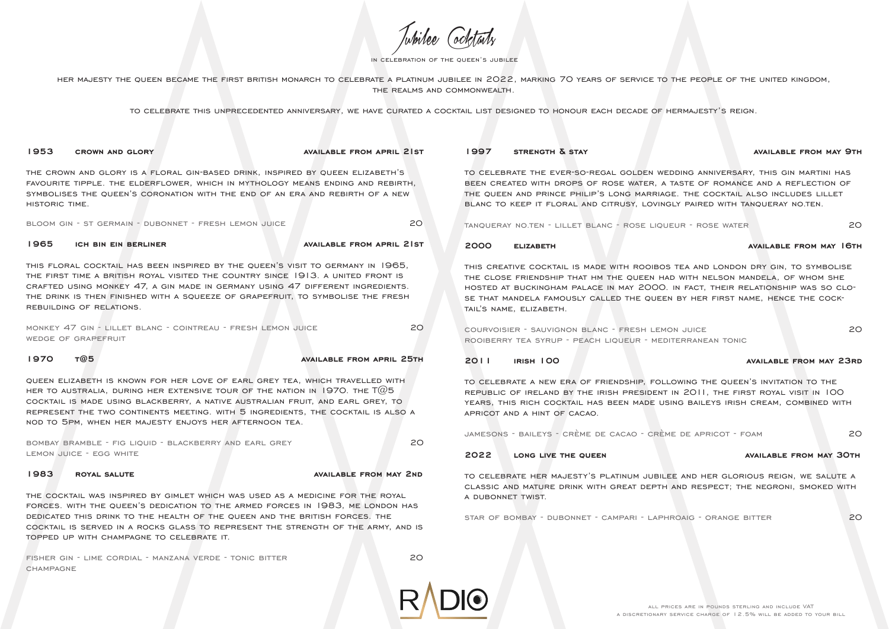# Jubilee Cocktails

IN CELEBRATION OF THE QUEEN'S JUBILEE

HER MAJESTY THE QUEEN BECAME THE FIRST BRITISH MONARCH TO CELEBRATE A PLATINUM JUBILEE IN 2022, MARKING 70 YEARS OF SERVICE TO THE PEOPLE OF THE UNITED KINGDOM, THE REALMS AND COMMONWEALTH.

TO CELEBRATE THIS UNPRECEDENTED ANNIVERSARY, WE HAVE CURATED A COCKTAIL LIST DESIGNED TO HONOUR EACH DECADE OF HERMAJESTY'S REIGN.

### 1953 CROWN AND GLORY — AVAILABLE FROM APRIL 21ST

THE CROWN AND GLORY IS A FLORAL GIN-BASED DRINK, INSPIRED BY QUEEN ELIZABETH'S FAVOURITE TIPPLE. THE ELDERFLOWER, WHICH IN MYTHOLOGY MEANS ENDING AND REBIRTH, SYMBOLISES THE QUEEN'S CORONATION WITH THE END OF AN ERA AND REBIRTH OF A NEW HISTORIC TIME.

BLOOM GIN - ST GERMAIN - DUBONNET - FRESH LEMON JUICE — 20

### 1965 ICH BIN EIN BERLINER — AVAILABLE FROM APRIL 21ST

THIS FLORAL COCKTAIL HAS BEEN INSPIRED BY THE QUEEN'S VISIT TO GERMANY IN 1965, THE FIRST TIME A BRITISH ROYAL VISITED THE COUNTRY SINCE 1913. A UNITED FRONT IS CRAFTED USING MONKEY 47, A GIN MADE IN GERMANY USING 47 DIFFERENT INGREDIENTS. THE DRINK IS THEN FINISHED WITH A SQUEEZE OF GRAPEFRUIT, TO SYMBOLISE THE FRESH REBUILDING OF RELATIONS.

MONKEY 47 GIN - LILLET BLANC - COINTREAU - FRESH LEMON JUICE WEDGE OF GRAPEFRUIT — 20

### 1970 T@5 — AVAILABLE FROM APRIL 25TH

QUEEN ELIZABETH IS KNOWN FOR HER LOVE OF EARL GREY TEA, WHICH TRAVELLED WITH HER TO AUSTRALIA, DURING HER EXTENSIVE TOUR OF THE NATION IN 1970. THE T@5 COCKTAIL IS MADE USING BLACKBERRY, A NATIVE AUSTRALIAN FRUIT, AND EARL GREY, TO REPRESENT THE TWO CONTINENTS MEETING. WITH 5 INGREDIENTS, THE COCKTAIL IS ALSO A NOD TO 5PM, WHEN HER MAJESTY ENJOYS HER AFTERNOON TEA.

BOMBAY BRAMBLE - FIG LIQUID - BLACKBERRY AND EARL GREY LEMON JUICE - EGG WHITE — 20

### 1983 ROYAL SALUTE — AVAILABLE FROM MAY 2ND

THE COCKTAIL WAS INSPIRED BY GIMLET WHICH WAS USED AS A MEDICINE FOR THE ROYAL FORCES. WITH THE QUEEN'S DEDICATION TO THE ARMED FORCES IN 1983, ME LONDON HAS DEDICATED THIS DRINK TO THE HEALTH OF THE QUEEN AND THE BRITISH FORCES. THE COCKTAIL IS SERVED IN A ROCKS GLASS TO REPRESENT THE STRENGTH OF THE ARMY, AND IS TOPPED UP WITH CHAMPAGNE TO CELEBRATE IT.

FISHER GIN - LIME CORDIAL - MANZANA VERDE - TONIC BITTER CHAMPAGNE — 20

### 1997 STRENGTH & STAY — AVAILABLE FROM MAY 9TH

TO CELEBRATE THE EVER-SO-REGAL GOLDEN WEDDING ANNIVERSARY, THIS GIN MARTINI HAS BEEN CREATED WITH DROPS OF ROSE WATER, A TASTE OF ROMANCE AND A REFLECTION OF THE QUEEN AND PRINCE PHILIP'S LONG MARRIAGE. THE COCKTAIL ALSO INCLUDES LILLET BLANC TO KEEP IT FLORAL AND CITRUSY, LOVINGLY PAIRED WITH TANQUERAY NO.TEN.

TANQUERAY NO.TEN - LILLET BLANC - ROSE LIQUEUR - ROSE WATER — 20

### 2000 ELIZABETH — AVAILABLE FROM MAY 16TH

THIS CREATIVE COCKTAIL IS MADE WITH ROOIBOS TEA AND LONDON DRY GIN, TO SYMBOLISE THE CLOSE FRIENDSHIP THAT HM THE QUEEN HAD WITH NELSON MANDELA, OF WHOM SHE HOSTED AT BUCKINGHAM PALACE IN MAY 2000. IN FACT, THEIR RELATIONSHIP WAS SO CLOSE THAT MANDELA FAMOUSLY CALLED THE QUEEN BY HER FIRST NAME, HENCE THE COCKTAIL'S NAME, ELIZABETH.

COURVOISIER - SAUVIGNON BLANC - FRESH LEMON JUICE ROOIBERRY TEA SYRUP - PEACH LIQUEUR - MEDITERRANEAN TONIC — 20

### 2011 IRISH 100 — AVAILABLE FROM MAY 23RD

TO CELEBRATE A NEW ERA OF FRIENDSHIP, FOLLOWING THE QUEEN'S INVITATION TO THE REPUBLIC OF IRELAND BY THE IRISH PRESIDENT IN 2011, THE FIRST ROYAL VISIT IN 100 YEARS, THIS RICH COCKTAIL HAS BEEN MADE USING BAILEYS IRISH CREAM, COMBINED WITH APRICOT AND A HINT OF CACAO.

JAMESONS - BAILEYS - CRÈME DE CACAO - CRÈME DE APRICOT - FOAM — 20

### 2022 LONG LIVE THE QUEEN — AVAILABLE FROM MAY 30TH

TO CELEBRATE HER MAJESTY'S PLATINUM JUBILEE AND HER GLORIOUS REIGN, WE SALUTE A CLASSIC AND MATURE DRINK WITH GREAT DEPTH AND RESPECT; THE NEGRONI, SMOKED WITH A DUBONNET TWIST.

STAR OF BOMBAY - DUBONNET - CAMPARI - LAPHROAIG - ORANGE BITTER — 20

RADIO

ALL PRICES ARE IN POUNDS STERLING AND INCLUDE VAT
A DISCRETIONARY SERVICE CHARGE OF 12.5% WILL BE ADDED TO YOUR BILL